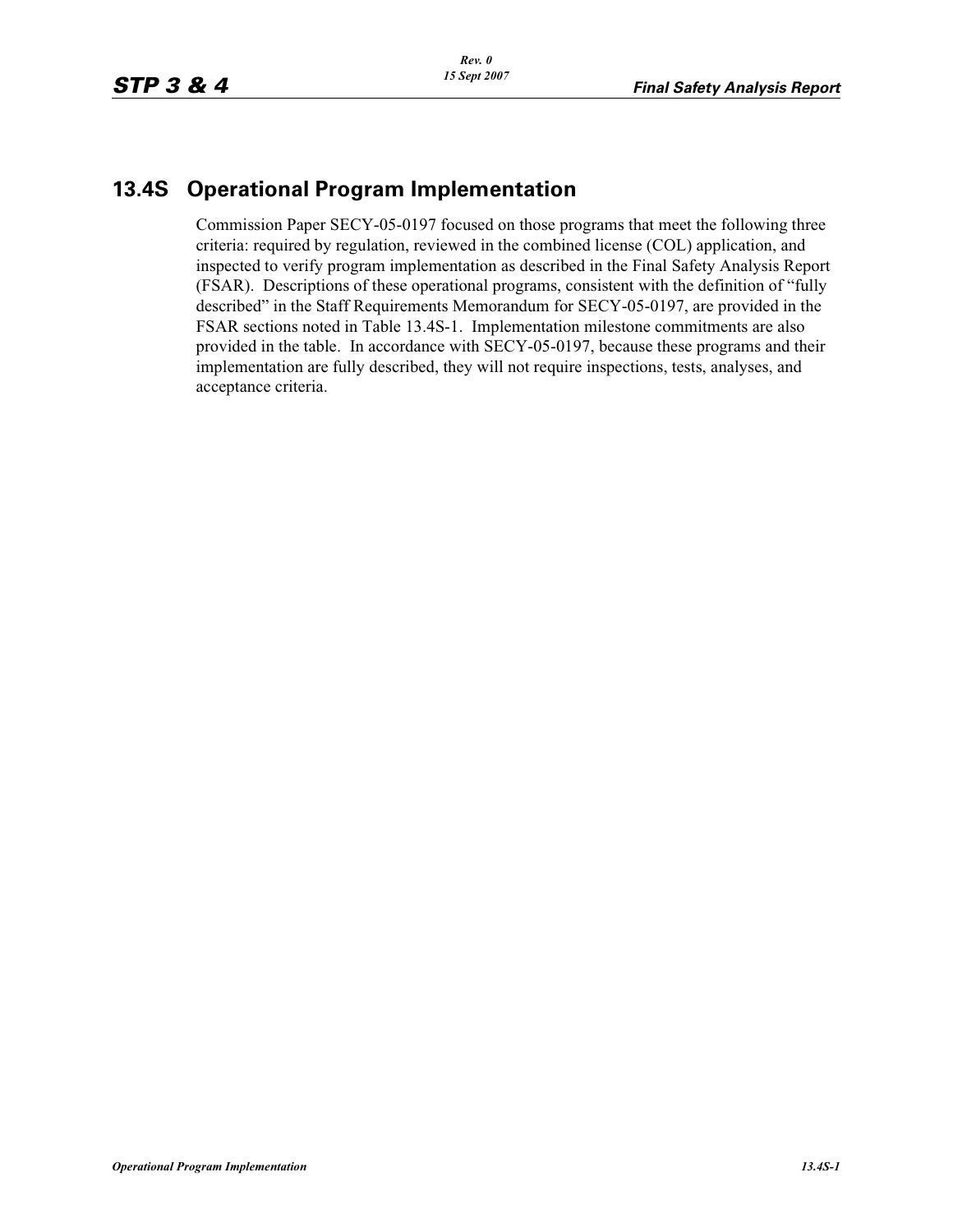## 13.4S Operational Program Implementation

Commission Paper SECY-05-0197 focused on those programs that meet the following three criteria: required by regulation, reviewed in the combined license (COL) application, and inspected to verify program implementation as described in the Final Safety Analysis Report (FSAR). Descriptions of these operational programs, consistent with the definition of "fully described" in the Staff Requirements Memorandum for SECY-05-0197, are provided in the FSAR sections noted in Table 13.4S-1. Implementation milestone commitments are also provided in the table. In accordance with SECY-05-0197, because these programs and their implementation are fully described, they will not require inspections, tests, analyses, and acceptance criteria.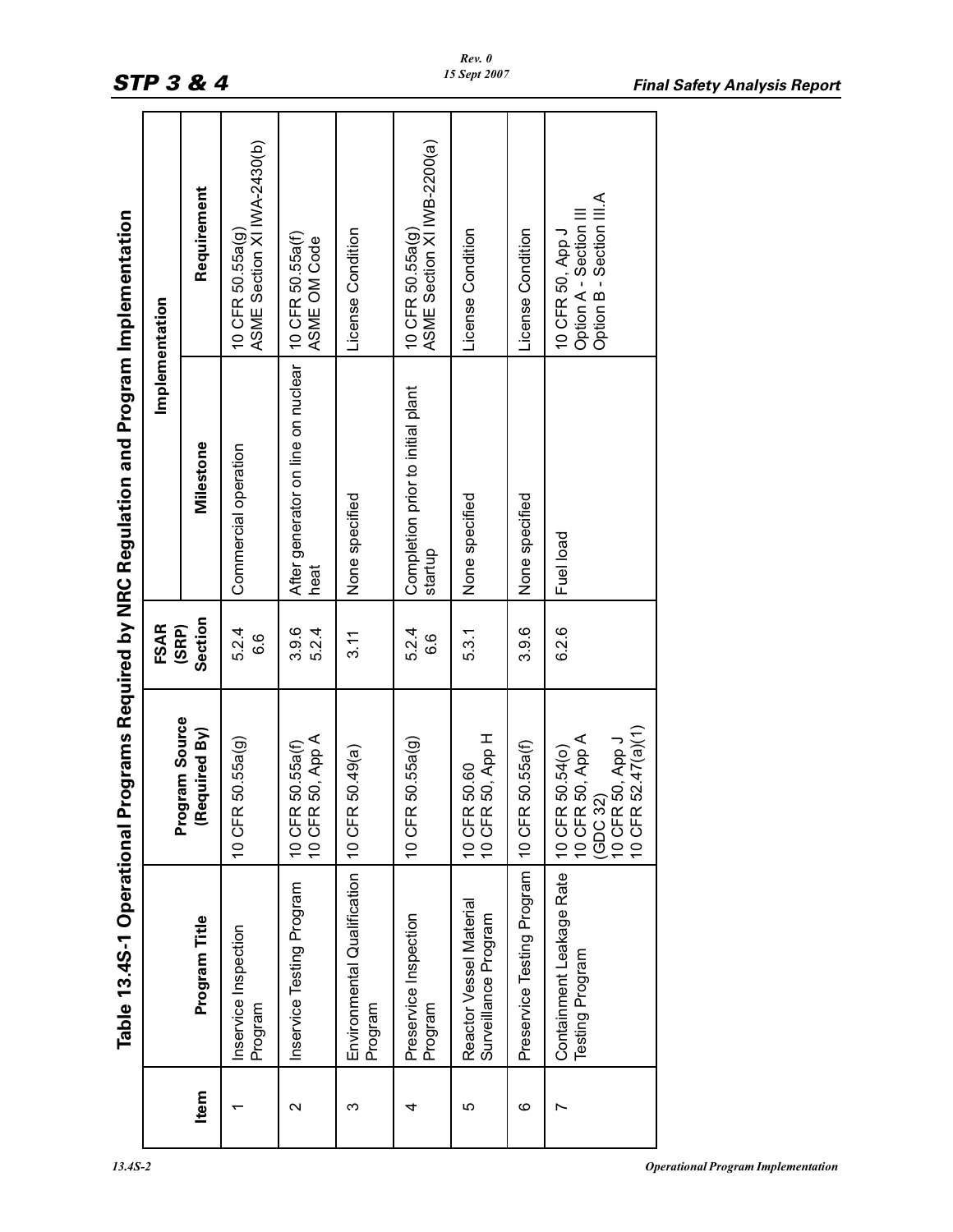## Table 13.4S-1 Operational Programs Required by NRC Regulation and Program Implementation

| Item | Program Title | Program Source (Required By) | FSAR (SRP) Section | Implementation | |
|---|---|---|---|---|---|
| | | | | Milestone | Requirement |
| 1 | Inservice Inspection Program | 10 CFR 50.55a(g) | 5.2.4<br>6.6 | Commercial operation | 10 CFR 50.55a(g)<br>ASME Section XI IWA-2430(b) |
| 2 | Inservice Testing Program | 10 CFR 50.55a(f)<br>10 CFR 50, App A | 3.9.6<br>5.2.4 | After generator on line on nuclear heat | 10 CFR 50.55a(f)<br>ASME OM Code |
| 3 | Environmental Qualification Program | 10 CFR 50.49(a) | 3.11 | None specified | License Condition |
| 4 | Preservice Inspection Program | 10 CFR 50.55a(g) | 5.2.4<br>6.6 | Completion prior to initial plant startup | 10 CFR 50.55a(g)<br>ASME Section XI IWB-2200(a) |
| 5 | Reactor Vessel Material Surveillance Program | 10 CFR 50.60<br>10 CFR 50, App H | 5.3.1 | None specified | License Condition |
| 6 | Preservice Testing Program | 10 CFR 50.55a(f) | 3.9.6 | None specified | License Condition |
| 7 | Containment Leakage Rate Testing Program | 10 CFR 50.54(o)<br>10 CFR 50, App A (GDC 32)<br>10 CFR 50, App J<br>10 CFR 52.47(a)(1) | 6.2.6 | Fuel load | 10 CFR 50, App J<br>Option A - Section III<br>Option B - Section III.A |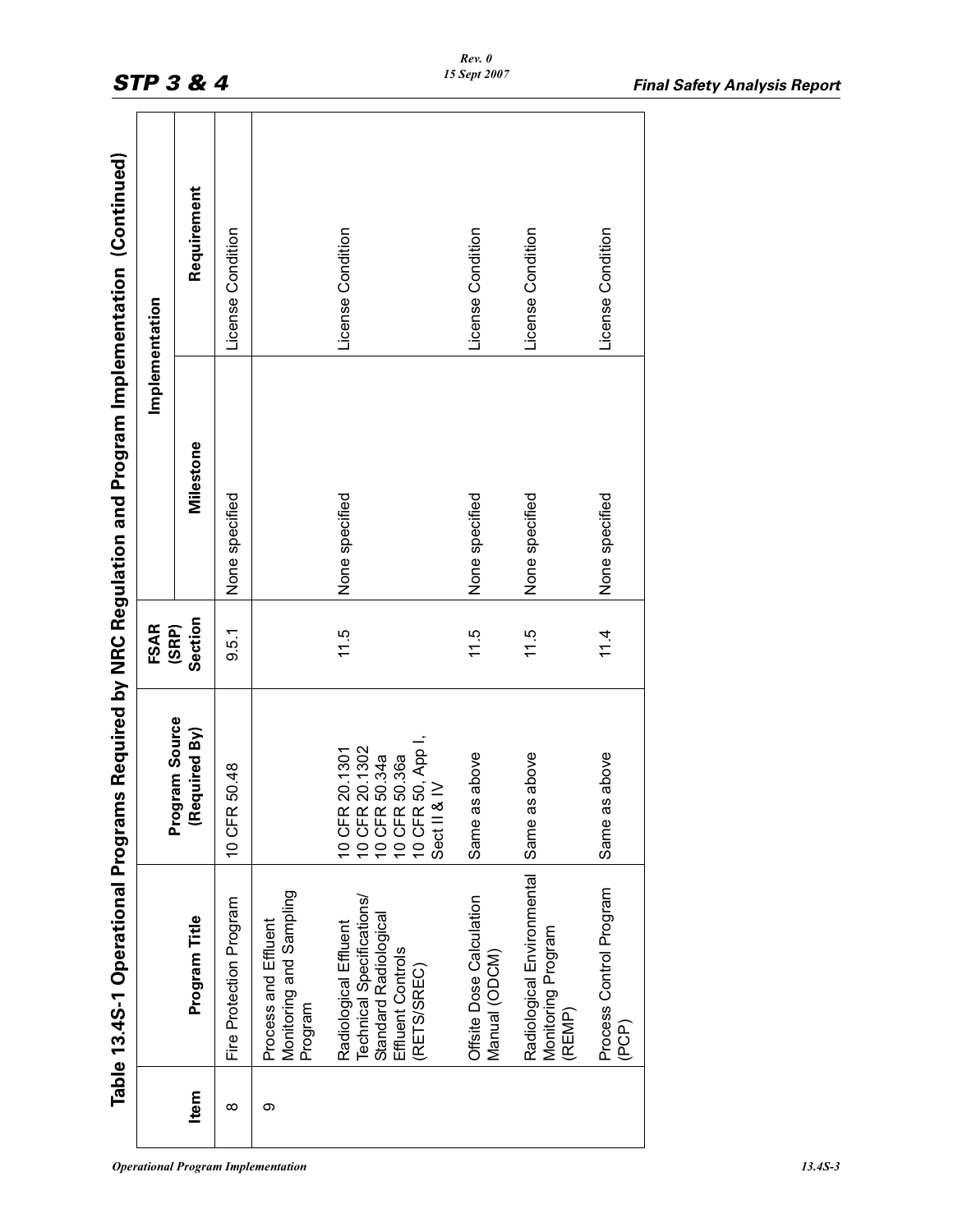## Table 13.4S-1 Operational Programs Required by NRC Regulation and Program Implementation (Continued)

| Item | Program Title | Program Source (Required By) | FSAR (SRP) Section | Implementation | |
|---|---|---|---|---|---|
| | | | | Milestone | Requirement |
| 8 | Fire Protection Program | 10 CFR 50.48 | 9.5.1 | None specified | License Condition |
| 9 | Process and Effluent Monitoring and Sampling Program | | | | |
| | Radiological Effluent Technical Specifications/ Standard Radiological Effluent Controls (RETS/SREC) | 10 CFR 20.1301<br>10 CFR 20.1302<br>10 CFR 50.34a<br>10 CFR 50.36a<br>10 CFR 50, App I, Sect II & IV | 11.5 | None specified | License Condition |
| | Offsite Dose Calculation Manual (ODCM) | Same as above | 11.5 | None specified | License Condition |
| | Radiological Environmental Monitoring Program (REMP) | Same as above | 11.5 | None specified | License Condition |
| | Process Control Program (PCP) | Same as above | 11.4 | None specified | License Condition |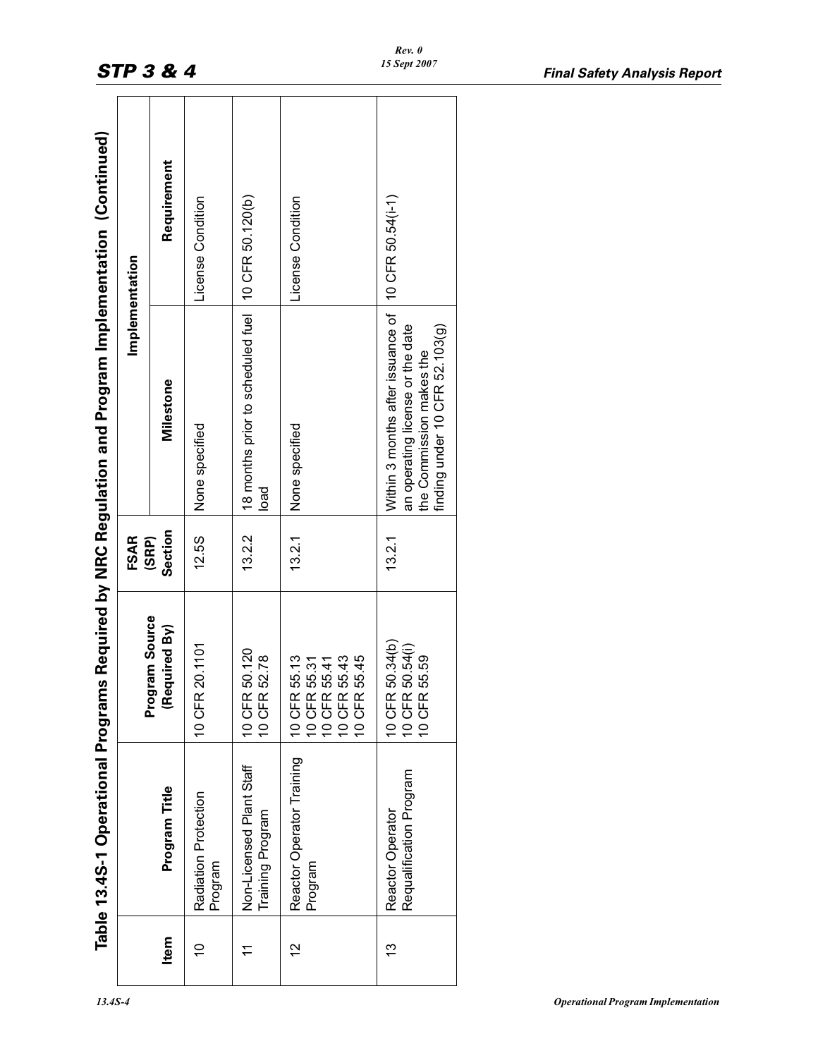## Table 13.4S-1 Operational Programs Required by NRC Regulation and Program Implementation (Continued)

| Item | Program Title | Program Source (Required By) | FSAR (SRP) Section | Implementation | |
|---|---|---|---|---|---|
| | | | | Milestone | Requirement |
| 10 | Radiation Protection Program | 10 CFR 20.1101 | 12.5S | None specified | License Condition |
| 11 | Non-Licensed Plant Staff Training Program | 10 CFR 50.120<br>10 CFR 52.78 | 13.2.2 | 18 months prior to scheduled fuel load | 10 CFR 50.120(b) |
| 12 | Reactor Operator Training Program | 10 CFR 55.13<br>10 CFR 55.31<br>10 CFR 55.41<br>10 CFR 55.43<br>10 CFR 55.45 | 13.2.1 | None specified | License Condition |
| 13 | Reactor Operator Requalification Program | 10 CFR 50.34(b)<br>10 CFR 50.54(i)<br>10 CFR 55.59 | 13.2.1 | Within 3 months after issuance of an operating license or the date the Commission makes the finding under 10 CFR 52.103(g) | 10 CFR 50.54(i-1) |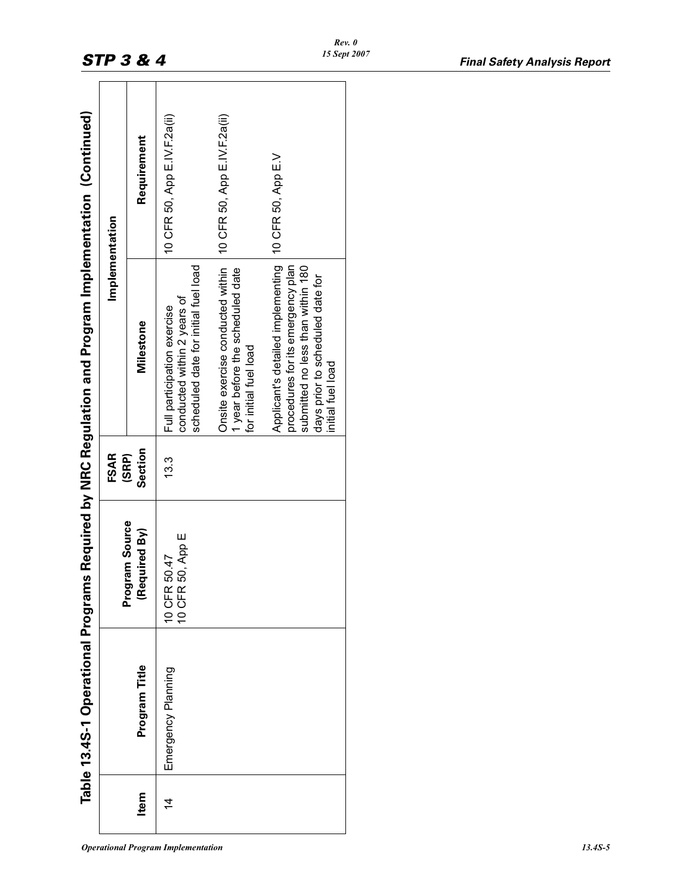## Table 13.4S-1 Operational Programs Required by NRC Regulation and Program Implementation (Continued)

| Item | Program Title | Program Source (Required By) | FSAR (SRP) Section | Implementation | |
|---|---|---|---|---|---|
| | | | | Milestone | Requirement |
| 14 | Emergency Planning | 10 CFR 50.47<br>10 CFR 50, App E | 13.3 | Full participation exercise conducted within 2 years of scheduled date for initial fuel load | 10 CFR 50, App E.IV.F.2a(ii) |
| | | | | Onsite exercise conducted within 1 year before the scheduled date for initial fuel load | 10 CFR 50, App E.IV.F.2a(ii) |
| | | | | Applicant's detailed implementing procedures for its emergency plan submitted no less than within 180 days prior to scheduled date for initial fuel load | 10 CFR 50, App E.V |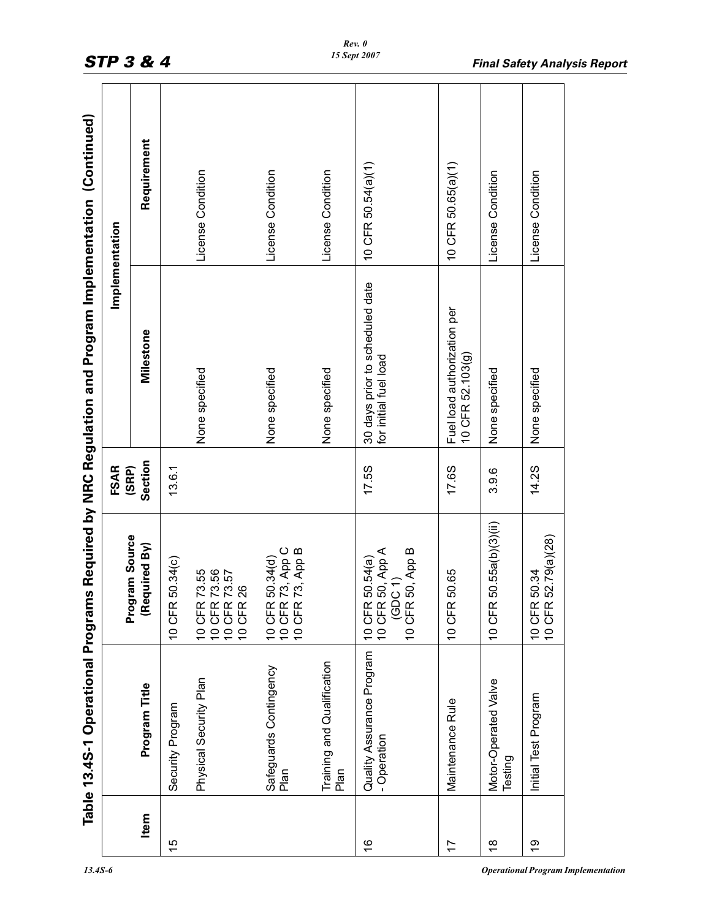## Table 13.4S-1 Operational Programs Required by NRC Regulation and Program Implementation (Continued)

| Item | Program Title | Program Source (Required By) | FSAR (SRP) Section | Implementation | |
|---|---|---|---|---|---|
| | | | | Milestone | Requirement |
| 15 | Security Program | 10 CFR 50.34(c) | 13.6.1 | | |
| | Physical Security Plan | 10 CFR 73.55<br>10 CFR 73.56<br>10 CFR 73.57<br>10 CFR 26 | | None specified | License Condition |
| | Safeguards Contingency Plan | 10 CFR 50.34(d)<br>10 CFR 73, App C<br>10 CFR 73, App B | | None specified | License Condition |
| | Training and Qualification Plan | | | None specified | License Condition |
| 16 | Quality Assurance Program - Operation | 10 CFR 50.54(a)<br>10 CFR 50, App A (GDC 1)<br>10 CFR 50, App B | 17.5S | 30 days prior to scheduled date for initial fuel load | 10 CFR 50.54(a)(1) |
| 17 | Maintenance Rule | 10 CFR 50.65 | 17.6S | Fuel load authorization per 10 CFR 52.103(g) | 10 CFR 50.65(a)(1) |
| 18 | Motor-Operated Valve Testing | 10 CFR 50.55a(b)(3)(ii) | 3.9.6 | None specified | License Condition |
| 19 | Initial Test Program | 10 CFR 50.34<br>10 CFR 52.79(a)(28) | 14.2S | None specified | License Condition |